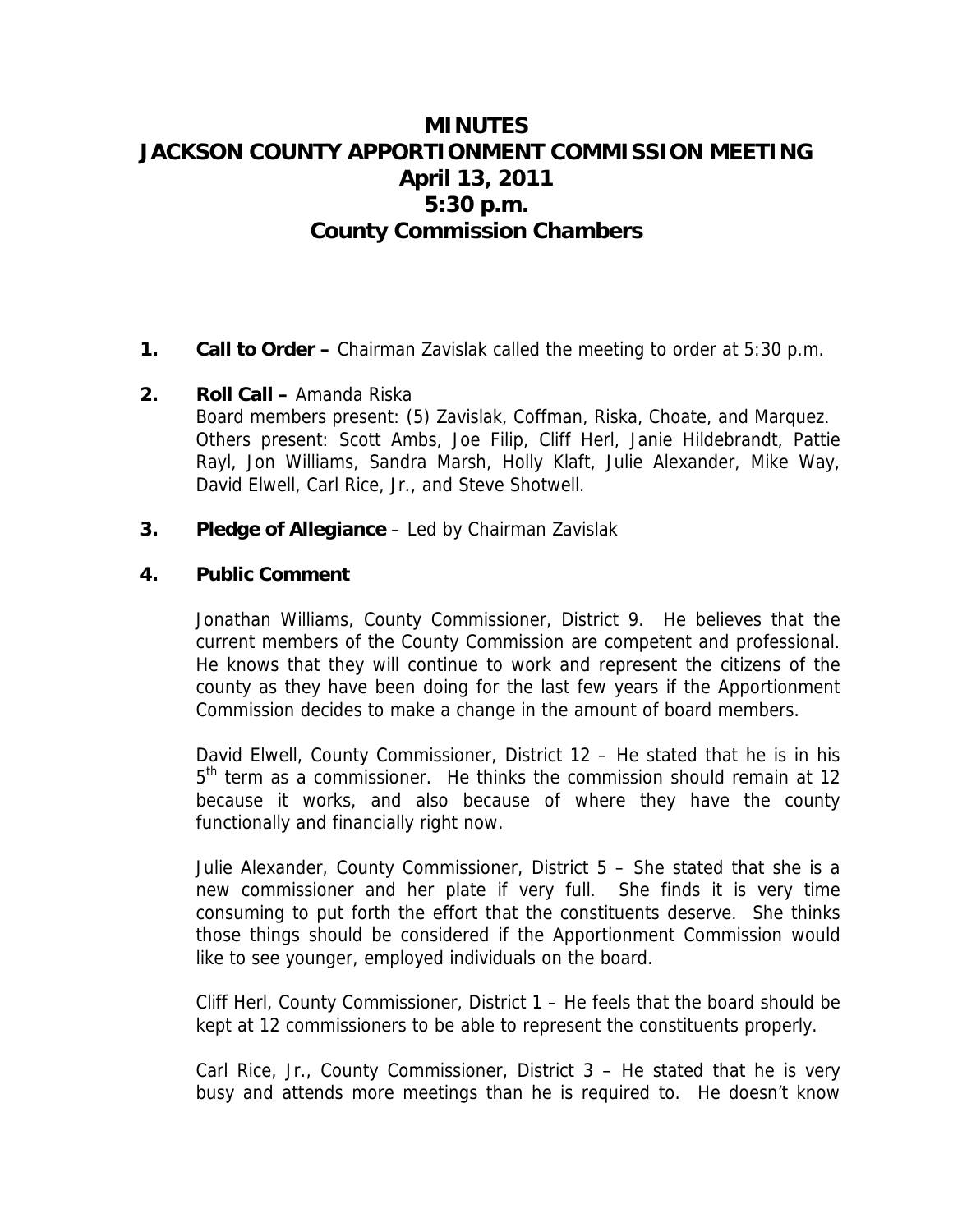# MINUTES
# JACKSON COUNTY APPORTIONMENT COMMISSION MEETING
# April 13, 2011
# 5:30 p.m.
# County Commission Chambers

1. **Call to Order –** Chairman Zavislak called the meeting to order at 5:30 p.m.

2. **Roll Call –** Amanda Riska
   Board members present: (5) Zavislak, Coffman, Riska, Choate, and Marquez.
   Others present: Scott Ambs, Joe Filip, Cliff Herl, Janie Hildebrandt, Pattie Rayl, Jon Williams, Sandra Marsh, Holly Klaft, Julie Alexander, Mike Way, David Elwell, Carl Rice, Jr., and Steve Shotwell.

3. **Pledge of Allegiance** – Led by Chairman Zavislak

4. **Public Comment**

   Jonathan Williams, County Commissioner, District 9. He believes that the current members of the County Commission are competent and professional. He knows that they will continue to work and represent the citizens of the county as they have been doing for the last few years if the Apportionment Commission decides to make a change in the amount of board members.

   David Elwell, County Commissioner, District 12 – He stated that he is in his 5th term as a commissioner. He thinks the commission should remain at 12 because it works, and also because of where they have the county functionally and financially right now.

   Julie Alexander, County Commissioner, District 5 – She stated that she is a new commissioner and her plate if very full. She finds it is very time consuming to put forth the effort that the constituents deserve. She thinks those things should be considered if the Apportionment Commission would like to see younger, employed individuals on the board.

   Cliff Herl, County Commissioner, District 1 – He feels that the board should be kept at 12 commissioners to be able to represent the constituents properly.

   Carl Rice, Jr., County Commissioner, District 3 – He stated that he is very busy and attends more meetings than he is required to. He doesn't know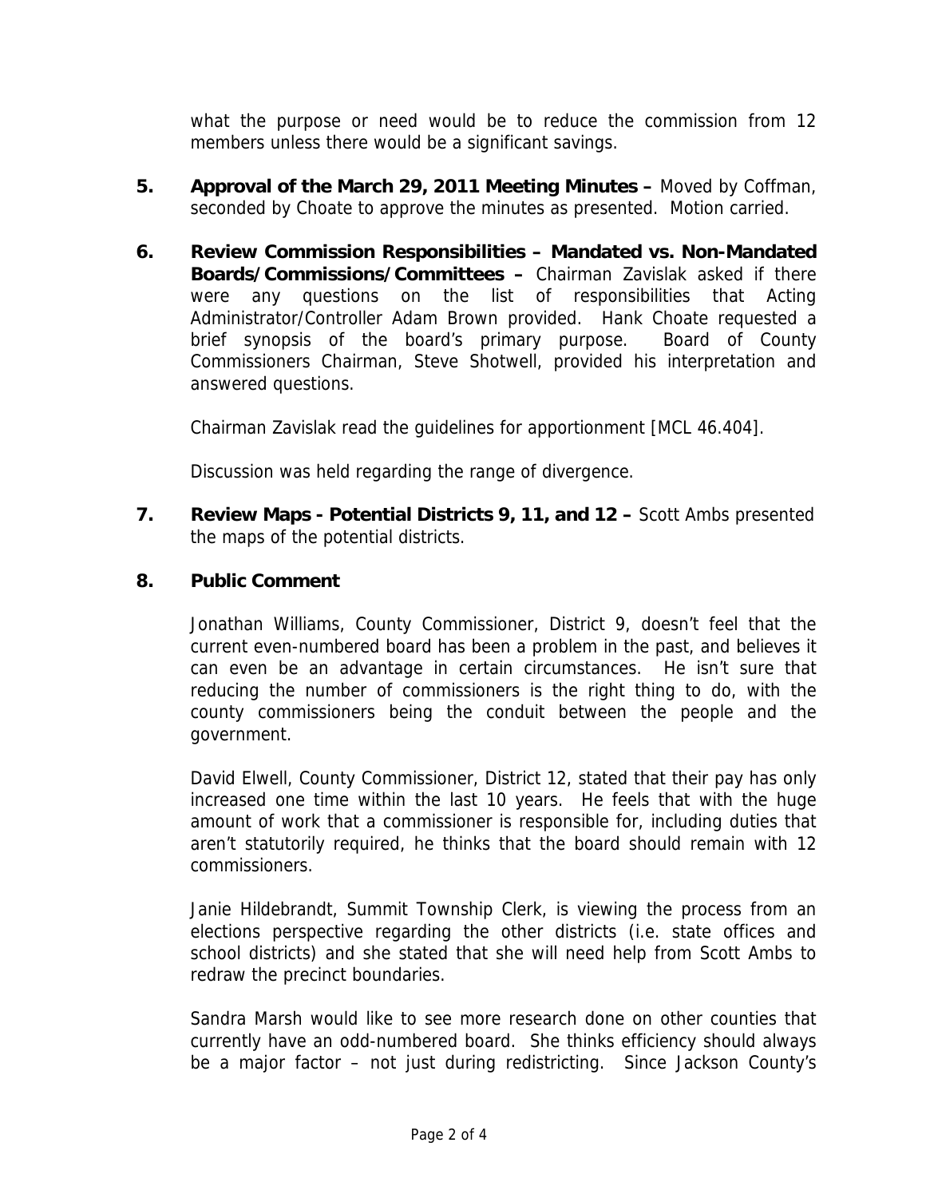what the purpose or need would be to reduce the commission from 12 members unless there would be a significant savings.

5. **Approval of the March 29, 2011 Meeting Minutes –** Moved by Coffman, seconded by Choate to approve the minutes as presented. Motion carried.

6. **Review Commission Responsibilities – Mandated vs. Non-Mandated Boards/Commissions/Committees –** Chairman Zavislak asked if there were any questions on the list of responsibilities that Acting Administrator/Controller Adam Brown provided. Hank Choate requested a brief synopsis of the board's primary purpose. Board of County Commissioners Chairman, Steve Shotwell, provided his interpretation and answered questions.

   Chairman Zavislak read the guidelines for apportionment [MCL 46.404].

   Discussion was held regarding the range of divergence.

7. **Review Maps - Potential Districts 9, 11, and 12 –** Scott Ambs presented the maps of the potential districts.

8. **Public Comment**

   Jonathan Williams, County Commissioner, District 9, doesn't feel that the current even-numbered board has been a problem in the past, and believes it can even be an advantage in certain circumstances. He isn't sure that reducing the number of commissioners is the right thing to do, with the county commissioners being the conduit between the people and the government.

   David Elwell, County Commissioner, District 12, stated that their pay has only increased one time within the last 10 years. He feels that with the huge amount of work that a commissioner is responsible for, including duties that aren't statutorily required, he thinks that the board should remain with 12 commissioners.

   Janie Hildebrandt, Summit Township Clerk, is viewing the process from an elections perspective regarding the other districts (i.e. state offices and school districts) and she stated that she will need help from Scott Ambs to redraw the precinct boundaries.

   Sandra Marsh would like to see more research done on other counties that currently have an odd-numbered board. She thinks efficiency should always be a major factor – not just during redistricting. Since Jackson County's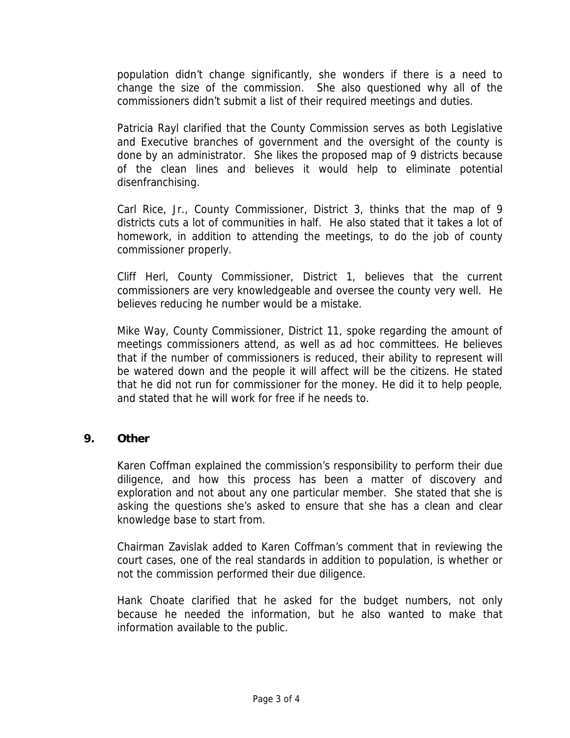population didn't change significantly, she wonders if there is a need to change the size of the commission. She also questioned why all of the commissioners didn't submit a list of their required meetings and duties.

Patricia Rayl clarified that the County Commission serves as both Legislative and Executive branches of government and the oversight of the county is done by an administrator. She likes the proposed map of 9 districts because of the clean lines and believes it would help to eliminate potential disenfranchising.

Carl Rice, Jr., County Commissioner, District 3, thinks that the map of 9 districts cuts a lot of communities in half. He also stated that it takes a lot of homework, in addition to attending the meetings, to do the job of county commissioner properly.

Cliff Herl, County Commissioner, District 1, believes that the current commissioners are very knowledgeable and oversee the county very well. He believes reducing he number would be a mistake.

Mike Way, County Commissioner, District 11, spoke regarding the amount of meetings commissioners attend, as well as ad hoc committees. He believes that if the number of commissioners is reduced, their ability to represent will be watered down and the people it will affect will be the citizens. He stated that he did not run for commissioner for the money. He did it to help people, and stated that he will work for free if he needs to.

## 9. *Other*

Karen Coffman explained the commission's responsibility to perform their due diligence, and how this process has been a matter of discovery and exploration and not about any one particular member. She stated that she is asking the questions she's asked to ensure that she has a clean and clear knowledge base to start from.

Chairman Zavislak added to Karen Coffman's comment that in reviewing the court cases, one of the real standards in addition to population, is whether or not the commission performed their due diligence.

Hank Choate clarified that he asked for the budget numbers, not only because he needed the information, but he also wanted to make that information available to the public.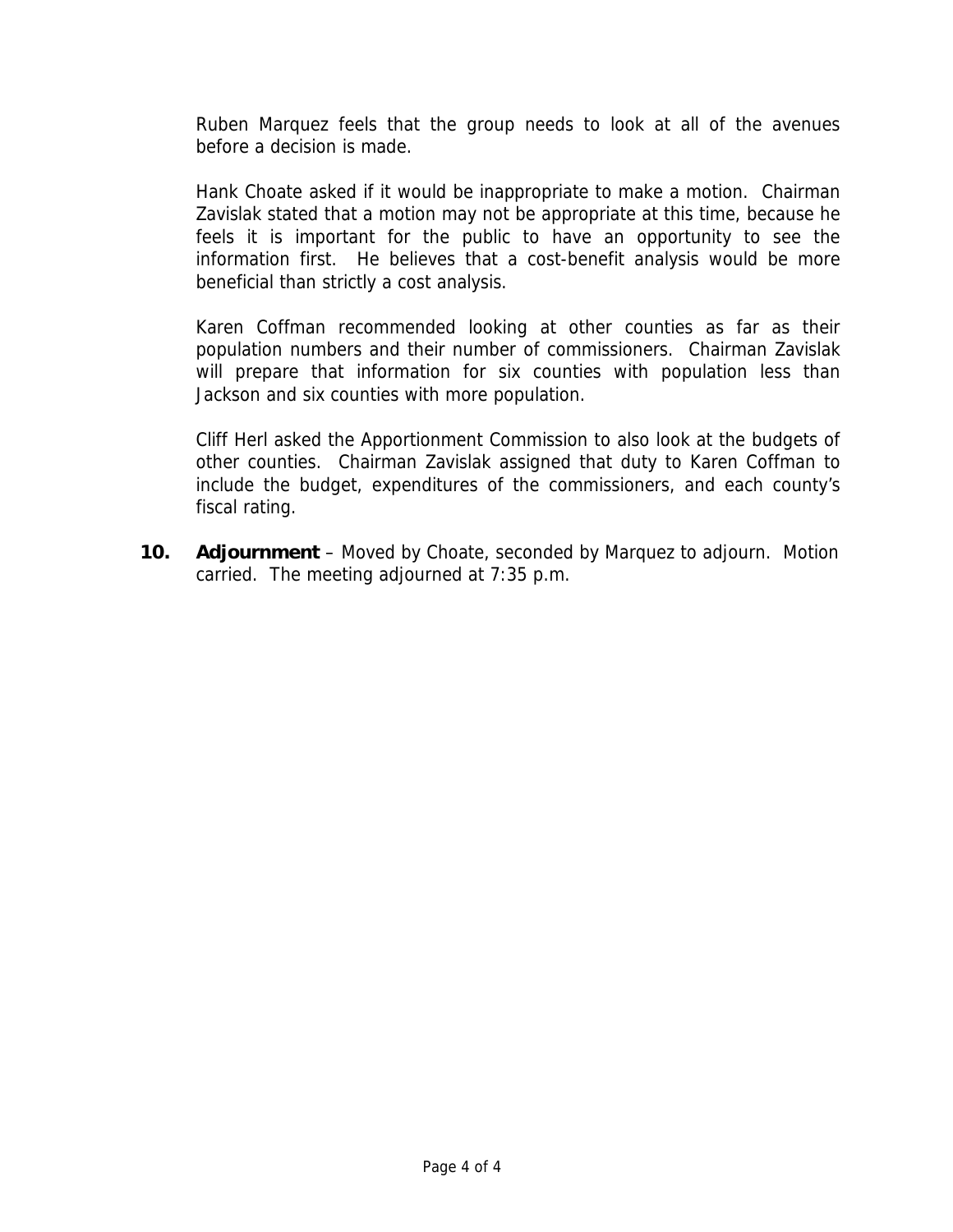Ruben Marquez feels that the group needs to look at all of the avenues before a decision is made.

Hank Choate asked if it would be inappropriate to make a motion. Chairman Zavislak stated that a motion may not be appropriate at this time, because he feels it is important for the public to have an opportunity to see the information first. He believes that a cost-benefit analysis would be more beneficial than strictly a cost analysis.

Karen Coffman recommended looking at other counties as far as their population numbers and their number of commissioners. Chairman Zavislak will prepare that information for six counties with population less than Jackson and six counties with more population.

Cliff Herl asked the Apportionment Commission to also look at the budgets of other counties. Chairman Zavislak assigned that duty to Karen Coffman to include the budget, expenditures of the commissioners, and each county's fiscal rating.

10. **Adjournment** – Moved by Choate, seconded by Marquez to adjourn. Motion carried. The meeting adjourned at 7:35 p.m.